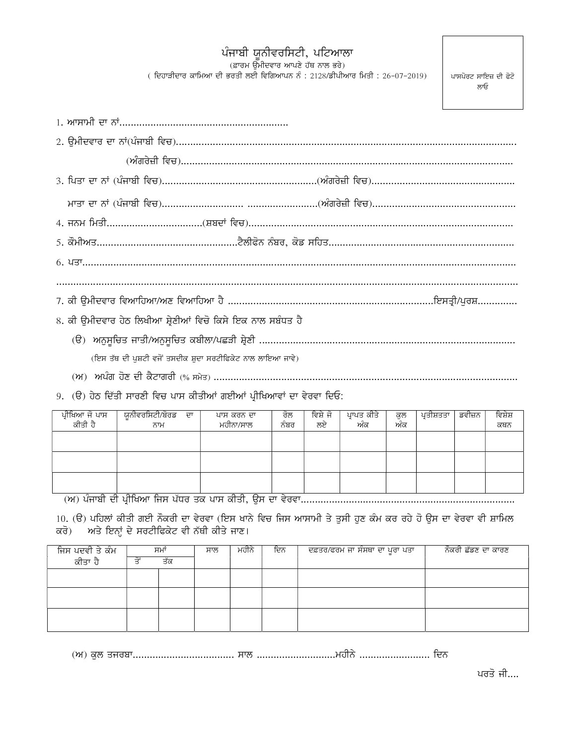# ਪੰਜਾਬੀ ਯੂਨੀਵਰਸਿਟੀ, ਪਟਿਆਲਾ

(ਫ਼ਾਰਮ ਉਮੀਦਵਾਰ ਆਪਣੇ ਹੱਥ ਨਾਲ ਭਰੇ)

( ਦਿਹਾੜੀਦਾਰ ਕਾਮਿਆ ਦੀ ਭਰਤੀ ਲਈ ਵਿਗਿਆਪਨ ਨੰ : 2128/ਡੀਪੀਆਰ ਮਿਤੀ : 26-07-2019)

ਪਾਸਪੋਰਟ ਸਾਇਜ਼ ਦੀ ਫੋਟੋ ਲਾਓ

1. ਆਸਾਮੀ ਦਾ ਨਾਂ..........................................................

2. ਉਮੀਦਵਾਰ ਦਾ ਨਾਂ(ਪੰਜਾਬੀ ਵਿਚ)..........................................................................................................

(ਅੰਗਰੇਜ਼ੀ ਵਿਚ)..........................................................................................................

3. ਪਿਤਾ ਦਾ ਨਾਂ (ਪੰਜਾਬੀ ਵਿਚ)......................................................(ਅੰਗਰੇਜ਼ੀ ਵਿਚ)................................................

ਮਾਤਾ ਦਾ ਨਾਂ (ਪੰਜਾਬੀ ਵਿਚ)........................... ........................(ਅੰਗਰੇਜ਼ੀ ਵਿਚ)................................................

4. ਜਨਮ ਮਿਤੀ.................................(ਸ਼ਬਦਾਂ ਵਿਚ)..........................................................................................

5. ਕੌਮੀਅਤ................................................ਟੈਲੀਫੋਨ ਨੰਬਰ, ਕੋਡ ਸਹਿਤ..................................................

6. ਪਤਾ..........................................................................................................................................

..........................................................................................................................................................

7. ਕੀ ਉਮੀਦਵਾਰ ਵਿਆਹਿਆ/ਅਣ ਵਿਆਹਿਆ ਹੈ ........................................................................ਇਸਤ੍ਰੀ/ਪੁਰਸ਼.............

8. ਕੀ ਉਮੀਦਵਾਰ ਹੇਠ ਲਿਖੀਆ ਸ਼੍ਰੇਣੀਆਂ ਵਿਚੋ ਕਿਸੇ ਇਕ ਨਾਲ ਸਬੰਧਤ ਹੈ

(ੳ) ਅਨੁਸੂਚਿਤ ਜਾਤੀ/ਅਨੁਸੂਚਿਤ ਕਬੀਲਾ/ਪਛੜੀ ਸ਼੍ਰੇਣੀ ..........................................................................................

(ਇਸ ਤੱਥ ਦੀ ਪੁਸ਼ਟੀ ਵਜੋਂ ਤਸਦੀਕ ਸ਼ੁਦਾ ਸਰਟੀਫਿਕੇਟ ਨਾਲ ਲਾਇਆ ਜਾਵੇ)

(ਅ) ਅਪੰਗ ਹੋਣ ਦੀ ਕੈਟਾਗਰੀ (% ਸਮੇਤ) ..........................................................................................................

9. (ੳ) ਹੇਠ ਦਿੱਤੀ ਸਾਰਣੀ ਵਿਚ ਪਾਸ ਕੀਤੀਆਂ ਗਈਆਂ ਪ੍ਰੀਖਿਆਵਾਂ ਦਾ ਵੇਰਵਾ ਦਿਓ:

| ਪ੍ਰੀਖਿਆ ਜੋ ਪਾਸ ਕੀਤੀ ਹੈ | ਯੂਨੀਵਰਸਿਟੀ/ਬੋਰਡ ਦਾ ਨਾਮ | ਪਾਸ ਕਰਨ ਦਾ ਮਹੀਨਾ/ਸਾਲ | ਰੋਲ ਨੰਬਰ | ਵਿਸ਼ੇ ਜੋ ਲਏ | ਪ੍ਰਾਪਤ ਕੀਤੇ ਅੰਕ | ਕੁਲ ਅੰਕ | ਪ੍ਰਤੀਸ਼ਤਤਾ | ਡਵੀਜ਼ਨ | ਵਿਸ਼ੇਸ਼ ਕਥਨ |
|---|---|---|---|---|---|---|---|---|---|
| | | | | | | | | | |
| | | | | | | | | | |
| | | | | | | | | | |

(ਅ) ਪੰਜਾਬੀ ਦੀ ਪ੍ਰੀਖਿਆ ਜਿਸ ਪੱਧਰ ਤਕ ਪਾਸ ਕੀਤੀ, ਉਸ ਦਾ ਵੇਰਵਾ..........................................................................

10. (ੳ) ਪਹਿਲਾਂ ਕੀਤੀ ਗਈ ਨੌਕਰੀ ਦਾ ਵੇਰਵਾ (ਇਸ ਖਾਨੇ ਵਿਚ ਜਿਸ ਆਸਾਮੀ ਤੇ ਤੁਸੀ ਹੁਣ ਕੰਮ ਕਰ ਰਹੇ ਹੋ ਉਸ ਦਾ ਵੇਰਵਾ ਵੀ ਸ਼ਾਮਿਲ ਕਰੋ) ਅਤੇ ਇਨ੍ਹਾਂ ਦੇ ਸਰਟੀਫਿਕੇਟ ਵੀ ਨੱਥੀ ਕੀਤੇ ਜਾਣ।

| ਜਿਸ ਪਦਵੀ ਤੇ ਕੰਮ ਕੀਤਾ ਹੈ | ਸਮਾਂ | | ਸਾਲ | ਮਹੀਨੇ | ਦਿਨ | ਦਫ਼ਤਰ/ਫਰਮ ਜਾ ਸੰਸਥਾ ਦਾ ਪੂਰਾ ਪਤਾ | ਨੌਕਰੀ ਛੱਡਣ ਦਾ ਕਾਰਣ |
|---|---|---|---|---|---|---|---|
| | ਤੋਂ | ਤੱਕ | | | | | |
| | | | | | | | |
| | | | | | | | |
| | | | | | | | |

(ਅ) ਕੁਲ ਤਜਰਬਾ................................... ਸਾਲ ...........................ਮਹੀਨੇ ........................ ਦਿਨ

ਪਰਤੋ ਜੀ....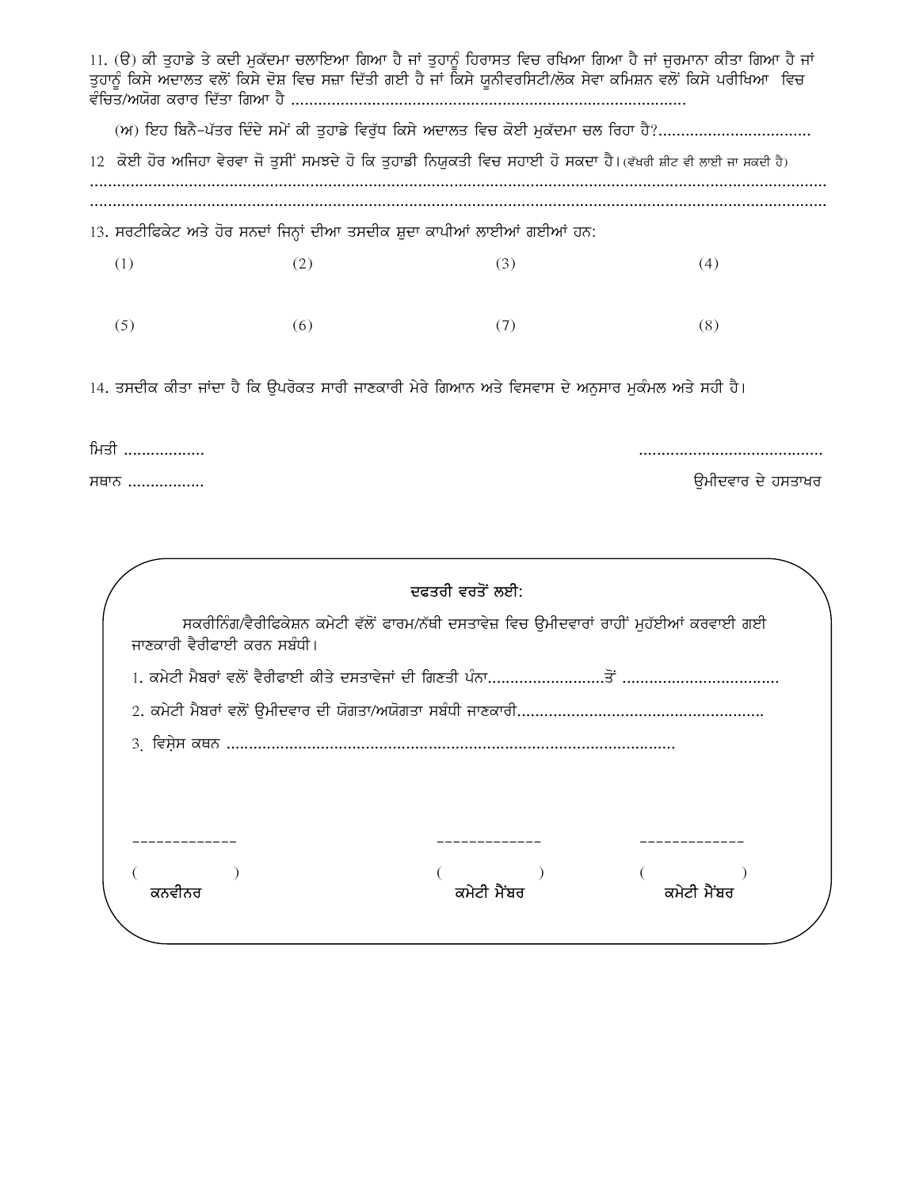11. (ੳ) ਕੀ ਤੁਹਾਡੇ ਤੇ ਕਦੀ ਮੁਕੱਦਮਾ ਚਲਾਇਆ ਗਿਆ ਹੈ ਜਾਂ ਤੁਹਾਨੂੰ ਹਿਰਾਸਤ ਵਿਚ ਰਖਿਆ ਗਿਆ ਹੈ ਜਾਂ ਜੁਰਮਾਨਾ ਕੀਤਾ ਗਿਆ ਹੈ ਜਾਂ ਤੁਹਾਨੂੰ ਕਿਸੇ ਅਦਾਲਤ ਵਲੋਂ ਕਿਸੇ ਦੋਸ਼ ਵਿਚ ਸਜ਼ਾ ਦਿੱਤੀ ਗਈ ਹੈ ਜਾਂ ਕਿਸੇ ਯੂਨੀਵਰਸਿਟੀ/ਲੋਕ ਸੇਵਾ ਕਮਿਸ਼ਨ ਵਲੋਂ ਕਿਸੇ ਪਰੀਖਿਆ ਵਿਚ ਵੰਚਿਤ/ਅਯੋਗ ਕਰਾਰ ਦਿੱਤਾ ਗਿਆ ਹੈ ........................................................................................

(ਅ) ਇਹ ਬਿਨੈ-ਪੱਤਰ ਦਿੰਦੇ ਸਮੇਂ ਕੀ ਤੁਹਾਡੇ ਵਿਰੁੱਧ ਕਿਸੇ ਅਦਾਲਤ ਵਿਚ ਕੋਈ ਮੁਕੱਦਮਾ ਚਲ ਰਿਹਾ ਹੈ?..................................

12 ਕੋਈ ਹੋਰ ਅਜਿਹਾ ਵੇਰਵਾ ਜੋ ਤੁਸੀਂ ਸਮਝਦੇ ਹੋ ਕਿ ਤੁਹਾਡੀ ਨਿਯੁਕਤੀ ਵਿਚ ਸਹਾਈ ਹੋ ਸਕਦਾ ਹੈ। (ਵੱਖਰੀ ਸ਼ੀਟ ਵੀ ਲਾਈ ਜਾ ਸਕਦੀ ਹੈ)
..............................................................................................................................................................
..............................................................................................................................................................

13. ਸਰਟੀਫਿਕੇਟ ਅਤੇ ਹੋਰ ਸਨਦਾਂ ਜਿਨ੍ਹਾਂ ਦੀਆ ਤਸਦੀਕ ਸ਼ੁਦਾ ਕਾਪੀਆਂ ਲਾਈਆਂ ਗਈਆਂ ਹਨ:

| | | | |
|---|---|---|---|
| (1) | (2) | (3) | (4) |
| (5) | (6) | (7) | (8) |

14. ਤਸਦੀਕ ਕੀਤਾ ਜਾਂਦਾ ਹੈ ਕਿ ਉਪਰੋਕਤ ਸਾਰੀ ਜਾਣਕਾਰੀ ਮੇਰੇ ਗਿਆਨ ਅਤੇ ਵਿਸਵਾਸ ਦੇ ਅਨੁਸਾਰ ਮੁਕੰਮਲ ਅਤੇ ਸਹੀ ਹੈ।

ਮਿਤੀ ..................

ਸਥਾਨ .................

.........................................
ਉਮੀਦਵਾਰ ਦੇ ਹਸਤਾਖਰ

**ਦਫਤਰੀ ਵਰਤੋਂ ਲਈ:**

ਸਕਰੀਨਿੰਗ/ਵੈਰੀਫਿਕੇਸ਼ਨ ਕਮੇਟੀ ਵੱਲੋਂ ਫਾਰਮ/ਨੱਥੀ ਦਸਤਾਵੇਜ਼ ਵਿਚ ਉਮੀਦਵਾਰਾਂ ਰਾਹੀਂ ਮੁਹੱਈਆਂ ਕਰਵਾਈ ਗਈ ਜਾਣਕਾਰੀ ਵੈਰੀਫਾਈ ਕਰਨ ਸਬੰਧੀ।

1. ਕਮੇਟੀ ਮੈਬਰਾਂ ਵਲੋਂ ਵੈਰੀਫਾਈ ਕੀਤੇ ਦਸਤਾਵੇਜਾਂ ਦੀ ਗਿਣਤੀ ਪੰਨਾ.........................ਤੋਂ ..................................

2. ਕਮੇਟੀ ਮੈਬਰਾਂ ਵਲੋਂ ਉਮੀਦਵਾਰ ਦੀ ਯੋਗਤਾ/ਅਯੋਗਤਾ ਸਬੰਧੀ ਜਾਣਕਾਰੀ.....................................................

3. ਵਿਸ਼ੇਸ ਕਥਨ ..................................................................................................

| | | |
|---|---|---|
| ------------- | ------------- | ------------- |
| ( ) | ( ) | ( ) |
| ਕਨਵੀਨਰ | ਕਮੇਟੀ ਮੈਂਬਰ | ਕਮੇਟੀ ਮੈਂਬਰ |